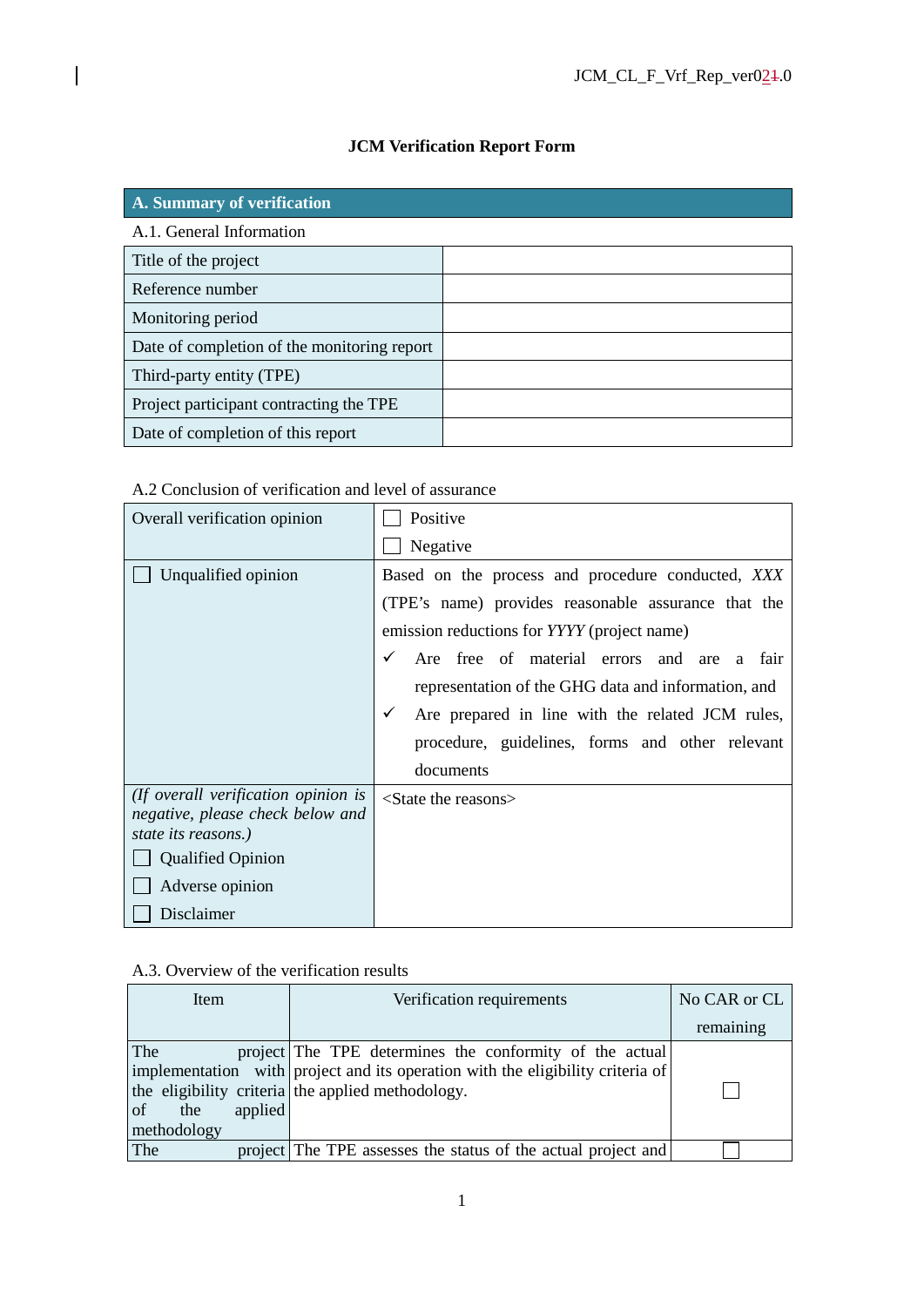# JCM Verification Report Form

## A. Summary of verification

A.1. General Information

| | |
|---|---|
| Title of the project | |
| Reference number | |
| Monitoring period | |
| Date of completion of the monitoring report | |
| Third-party entity (TPE) | |
| Project participant contracting the TPE | |
| Date of completion of this report | |

A.2 Conclusion of verification and level of assurance

| | |
|---|---|
| Overall verification opinion | ☐ Positive<br>☐ Negative |
| ☐ Unqualified opinion | Based on the process and procedure conducted, *XXX* (TPE's name) provides reasonable assurance that the emission reductions for *YYYY* (project name)<br>✓ Are free of material errors and are a fair representation of the GHG data and information, and<br>✓ Are prepared in line with the related JCM rules, procedure, guidelines, forms and other relevant documents |
| *(If overall verification opinion is negative, please check below and state its reasons.)*<br>☐ Qualified Opinion<br>☐ Adverse opinion<br>☐ Disclaimer | <State the reasons> |

A.3. Overview of the verification results

| Item | Verification requirements | No CAR or CL remaining |
|---|---|---|
| The project implementation with the eligibility criteria of the applied methodology | The TPE determines the conformity of the actual project and its operation with the eligibility criteria of the applied methodology. | ☐ |
| The project | The TPE assesses the status of the actual project and | ☐ |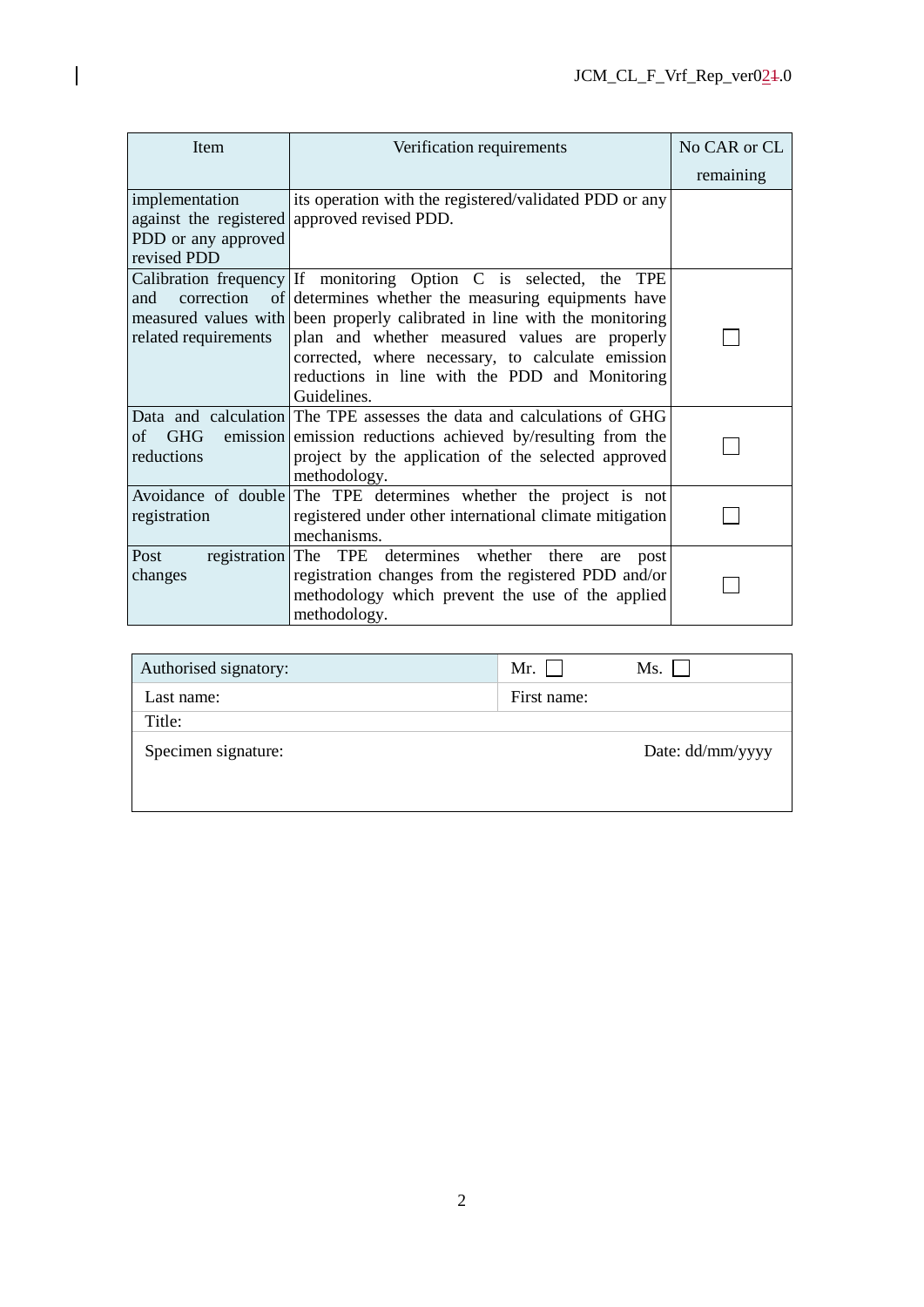| Item | Verification requirements | No CAR or CL remaining |
|---|---|---|
| implementation against the registered PDD or any approved revised PDD | its operation with the registered/validated PDD or any approved revised PDD. | |
| Calibration frequency and correction of measured values with related requirements | If monitoring Option C is selected, the TPE determines whether the measuring equipments have been properly calibrated in line with the monitoring plan and whether measured values are properly corrected, where necessary, to calculate emission reductions in line with the PDD and Monitoring Guidelines. | ☐ |
| Data and calculation of GHG emission reductions | The TPE assesses the data and calculations of GHG emission reductions achieved by/resulting from the project by the application of the selected approved methodology. | ☐ |
| Avoidance of double registration | The TPE determines whether the project is not registered under other international climate mitigation mechanisms. | ☐ |
| Post registration changes | The TPE determines whether there are post registration changes from the registered PDD and/or methodology which prevent the use of the applied methodology. | ☐ |

| Authorised signatory: | Mr. ☐ Ms. ☐ |
|---|---|
| Last name: | First name: |
| Title: | |
| Specimen signature: | Date: dd/mm/yyyy |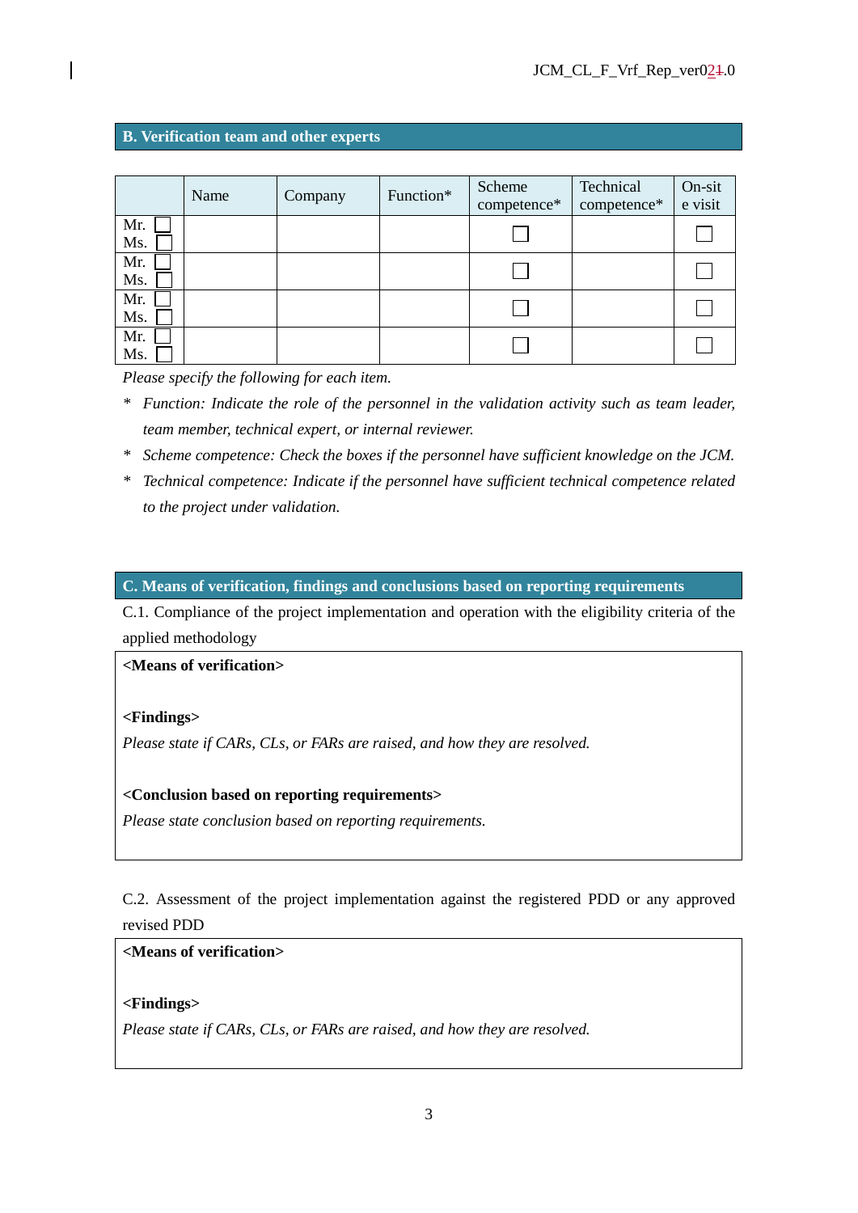## B. Verification team and other experts

| | Name | Company | Function* | Scheme competence* | Technical competence* | On-site visit |
|---|---|---|---|---|---|---|
| Mr. ☐ Ms. ☐ | | | | ☐ | | ☐ |
| Mr. ☐ Ms. ☐ | | | | ☐ | | ☐ |
| Mr. ☐ Ms. ☐ | | | | ☐ | | ☐ |
| Mr. ☐ Ms. ☐ | | | | ☐ | | ☐ |

*Please specify the following for each item.*

\* *Function: Indicate the role of the personnel in the validation activity such as team leader, team member, technical expert, or internal reviewer.*

\* *Scheme competence: Check the boxes if the personnel have sufficient knowledge on the JCM.*

\* *Technical competence: Indicate if the personnel have sufficient technical competence related to the project under validation.*

## C. Means of verification, findings and conclusions based on reporting requirements

C.1. Compliance of the project implementation and operation with the eligibility criteria of the applied methodology

**<Means of verification>**

**<Findings>**

*Please state if CARs, CLs, or FARs are raised, and how they are resolved.*

**<Conclusion based on reporting requirements>**

*Please state conclusion based on reporting requirements.*

C.2. Assessment of the project implementation against the registered PDD or any approved revised PDD

**<Means of verification>**

**<Findings>**

*Please state if CARs, CLs, or FARs are raised, and how they are resolved.*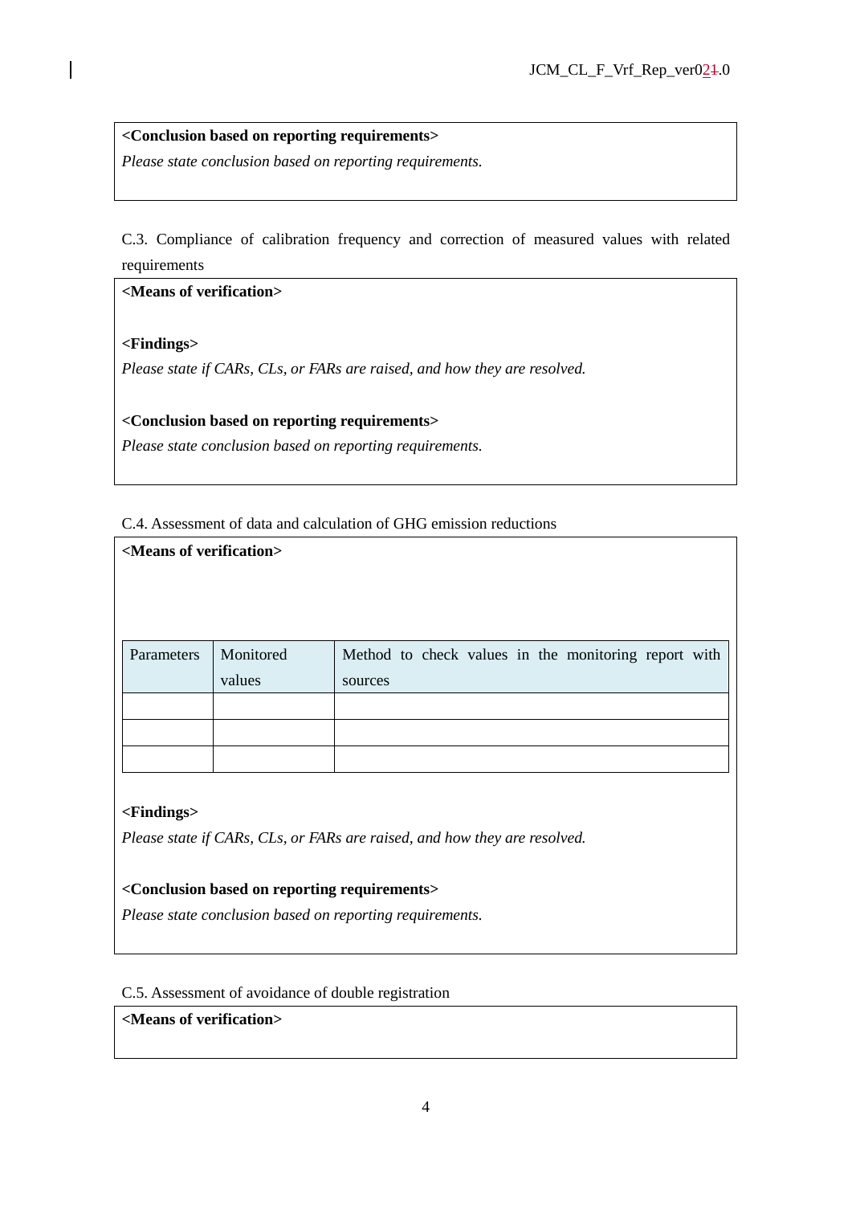**<Conclusion based on reporting requirements>**

*Please state conclusion based on reporting requirements.*

C.3. Compliance of calibration frequency and correction of measured values with related requirements

**<Means of verification>**

**<Findings>**

*Please state if CARs, CLs, or FARs are raised, and how they are resolved.*

**<Conclusion based on reporting requirements>**

*Please state conclusion based on reporting requirements.*

C.4. Assessment of data and calculation of GHG emission reductions

**<Means of verification>**

| Parameters | Monitored values | Method to check values in the monitoring report with sources |
| --- | --- | --- |
| | | |
| | | |
| | | |

**<Findings>**

*Please state if CARs, CLs, or FARs are raised, and how they are resolved.*

**<Conclusion based on reporting requirements>**

*Please state conclusion based on reporting requirements.*

C.5. Assessment of avoidance of double registration

**<Means of verification>**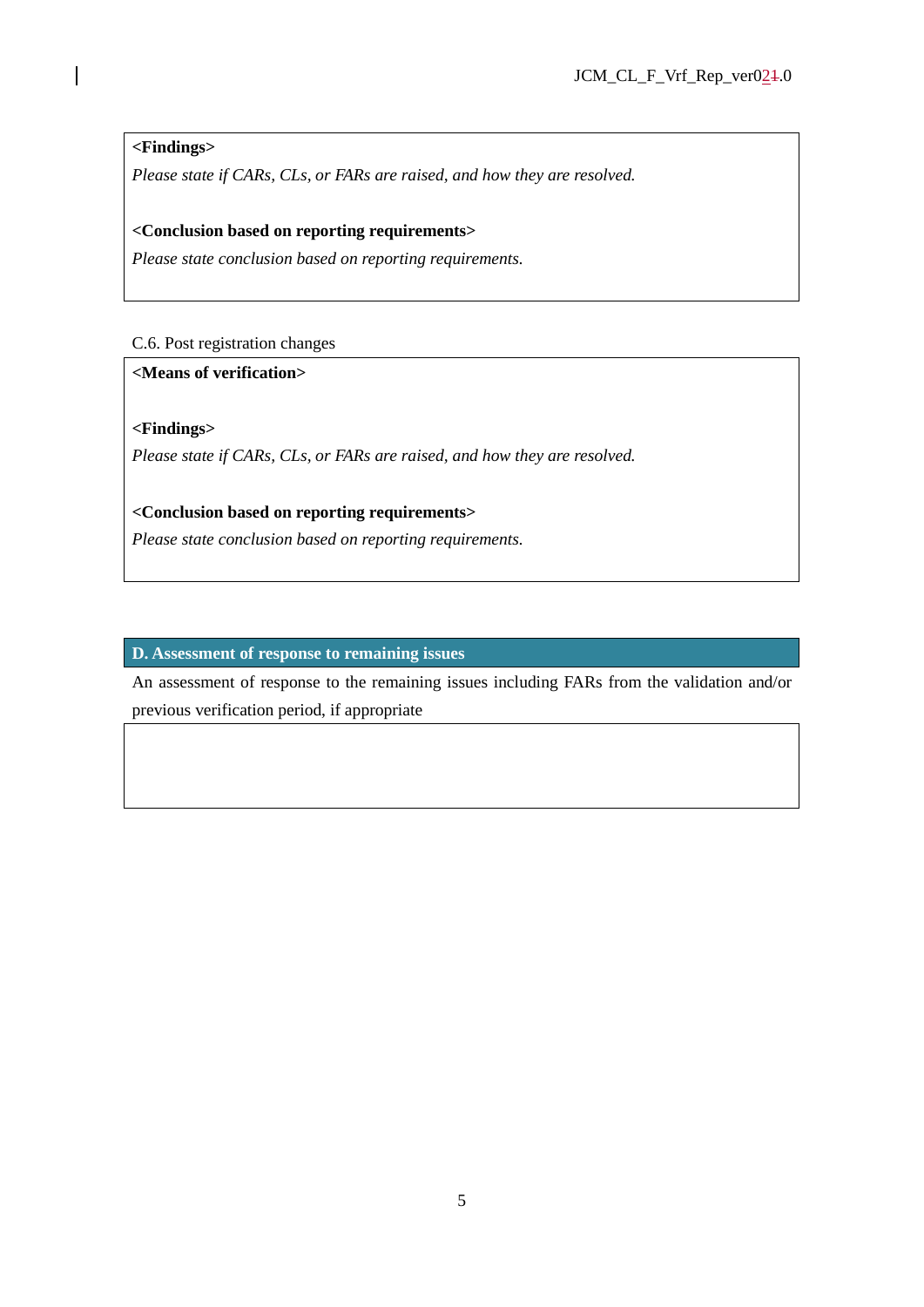**<Findings>**

*Please state if CARs, CLs, or FARs are raised, and how they are resolved.*

**<Conclusion based on reporting requirements>**

*Please state conclusion based on reporting requirements.*

C.6. Post registration changes

**<Means of verification>**

**<Findings>**

*Please state if CARs, CLs, or FARs are raised, and how they are resolved.*

**<Conclusion based on reporting requirements>**

*Please state conclusion based on reporting requirements.*

## D. Assessment of response to remaining issues

An assessment of response to the remaining issues including FARs from the validation and/or previous verification period, if appropriate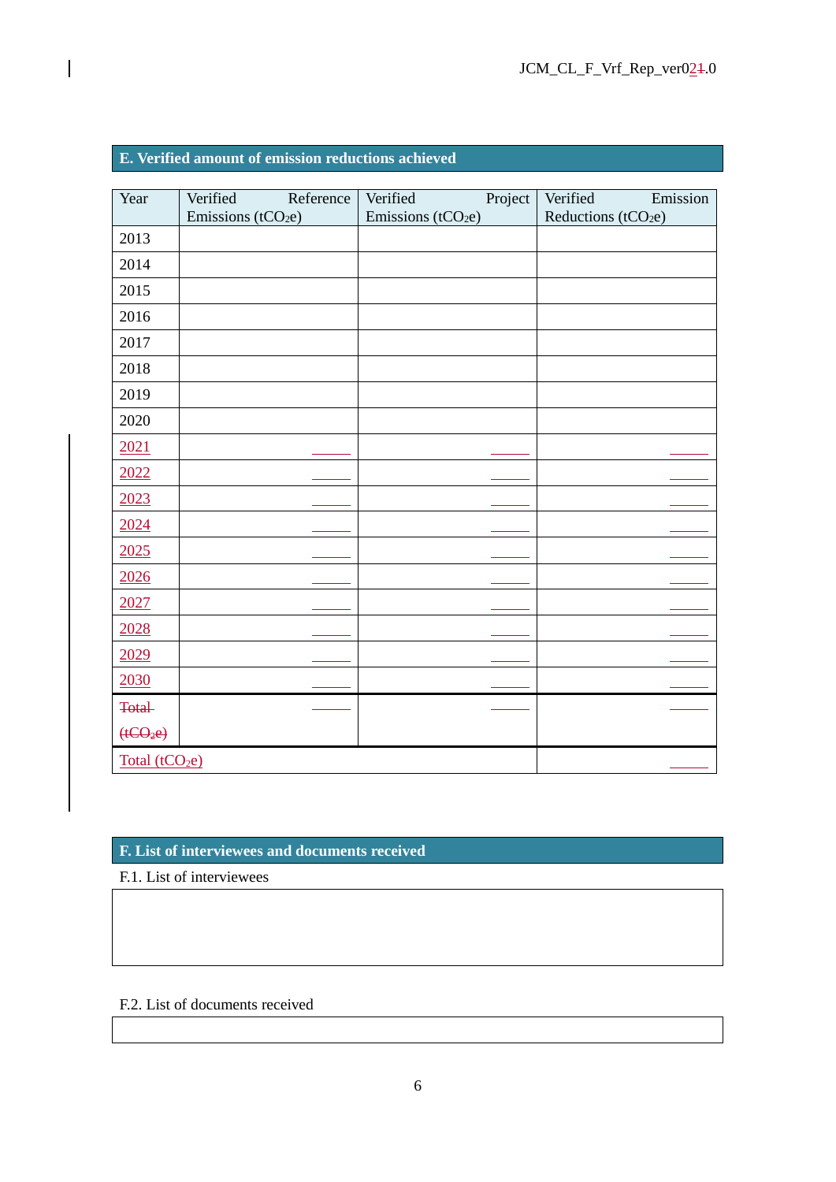## E. Verified amount of emission reductions achieved

| Year | Verified Reference Emissions ($tCO_2e$) | Verified Project Emissions ($tCO_2e$) | Verified Emission Reductions ($tCO_2e$) |
|---|---|---|---|
| 2013 | | | |
| 2014 | | | |
| 2015 | | | |
| 2016 | | | |
| 2017 | | | |
| 2018 | | | |
| 2019 | | | |
| 2020 | | | |
| 2021 | | | |
| 2022 | | | |
| 2023 | | | |
| 2024 | | | |
| 2025 | | | |
| 2026 | | | |
| 2027 | | | |
| 2028 | | | |
| 2029 | | | |
| 2030 | | | |
| ~~Total ($tCO_2e$)~~ | | | |
| Total ($tCO_2e$) | | | |

## F. List of interviewees and documents received

F.1. List of interviewees

| |
|---|
| |

F.2. List of documents received

| |
|---|
| |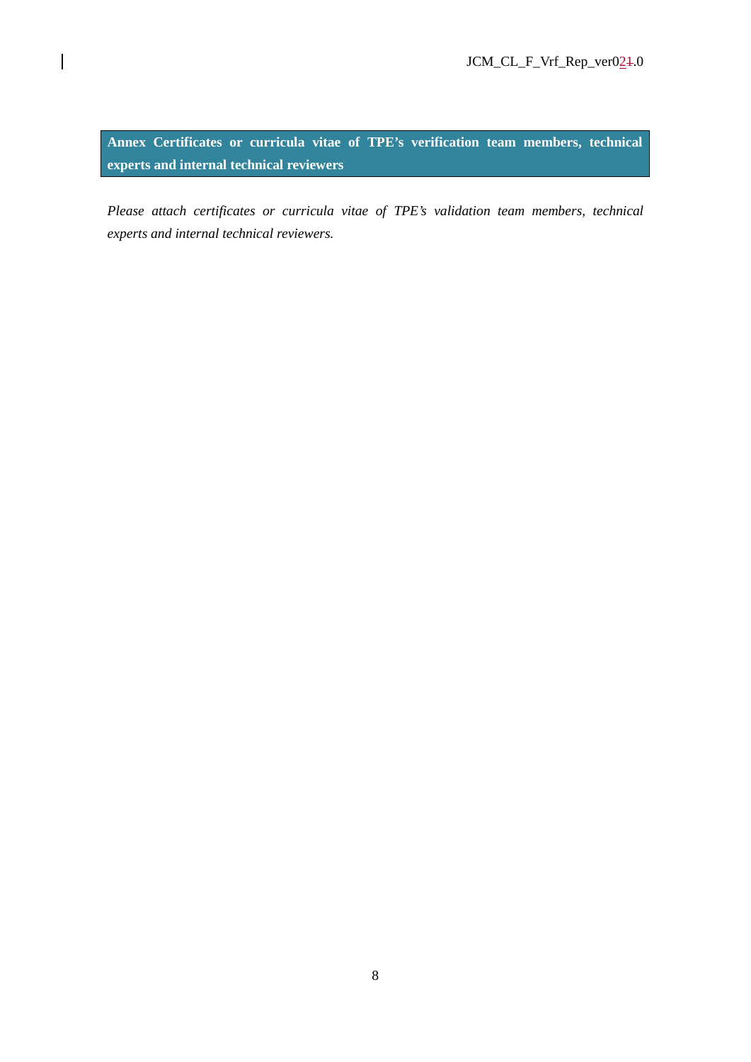## Annex Certificates or curricula vitae of TPE's verification team members, technical experts and internal technical reviewers

*Please attach certificates or curricula vitae of TPE's validation team members, technical experts and internal technical reviewers.*